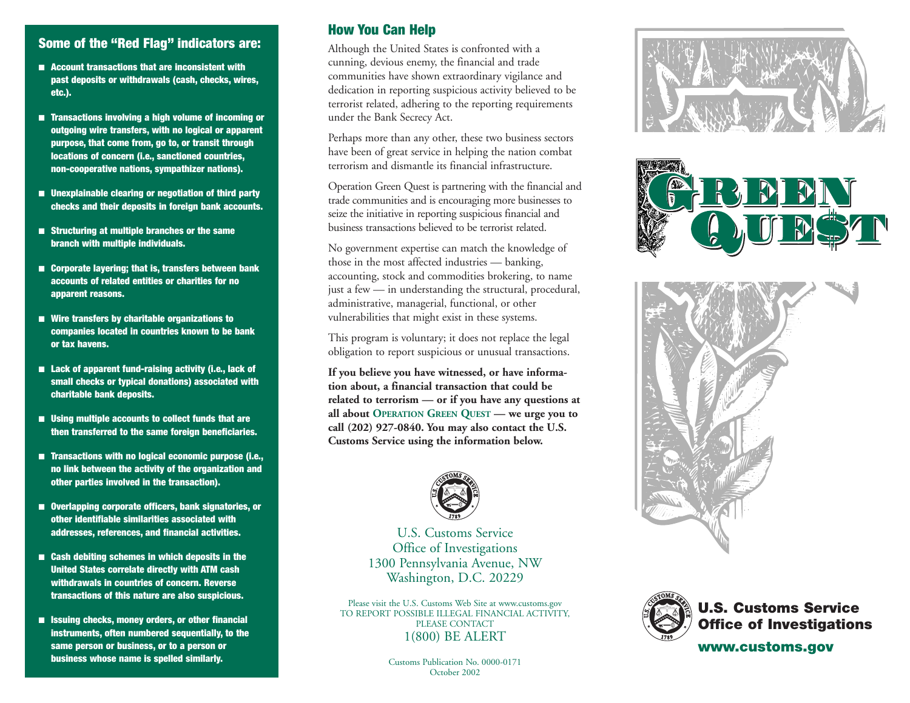## Some of the "Red Flag" indicators are:

- Account transactions that are inconsistent with past deposits or withdrawals (cash, checks, wires, etc.).
- Transactions involving a high volume of incoming or outgoing wire transfers, with no logical or apparent purpose, that come from, go to, or transit through locations of concern (i.e., sanctioned countries, non-cooperative nations, sympathizer nations).
- Unexplainable clearing or negotiation of third party checks and their deposits in foreign bank accounts.
- Structuring at multiple branches or the same branch with multiple individuals.
- Corporate layering; that is, transfers between bank accounts of related entities or charities for no apparent reasons.
- Wire transfers by charitable organizations to companies located in countries known to be bank or tax havens.
- Lack of apparent fund-raising activity (i.e., lack of small checks or typical donations) associated with charitable bank deposits.
- Using multiple accounts to collect funds that are then transferred to the same foreign beneficiaries.
- Transactions with no logical economic purpose (i.e., no link between the activity of the organization and other parties involved in the transaction).
- Overlapping corporate officers, bank signatories, or other identifiable similarities associated with addresses, references, and financial activities.
- Cash debiting schemes in which deposits in the United States correlate directly with ATM cash withdrawals in countries of concern. Reverse transactions of this nature are also suspicious.
- Issuing checks, money orders, or other financial instruments, often numbered sequentially, to the same person or business, or to a person or business whose name is spelled similarly.

## How You Can Help

Although the United States is confronted with a cunning, devious enemy, the financial and trade communities have shown extraordinary vigilance and dedication in reporting suspicious activity believed to be terrorist related, adhering to the reporting requirements under the Bank Secrecy Act.

Perhaps more than any other, these two business sectors have been of great service in helping the nation combat terrorism and dismantle its financial infrastructure.

Operation Green Quest is partnering with the financial and trade communities and is encouraging more businesses to seize the initiative in reporting suspicious financial and business transactions believed to be terrorist related.

No government expertise can match the knowledge of those in the most affected industries — banking, accounting, stock and commodities brokering, to name just a few — in understanding the structural, procedural, administrative, managerial, functional, or other vulnerabilities that might exist in these systems.

This program is voluntary; it does not replace the legal obligation to report suspicious or unusual transactions.

**If you believe you have witnessed, or have information about, a financial transaction that could be related to terrorism — or if you have any questions at all about OPERATION GREEN QUEST — we urge you to call (202) 927-0840. You may also contact the U.S. Customs Service using the information below.**

U.S. Customs Service
Office of Investigations
1300 Pennsylvania Avenue, NW
Washington, D.C. 20229

Please visit the U.S. Customs Web Site at www.customs.gov
TO REPORT POSSIBLE ILLEGAL FINANCIAL ACTIVITY, PLEASE CONTACT
1(800) BE ALERT

Customs Publication No. 0000-0171
October 2002

# GREEN QUE$T

**U.S. Customs Service**
**Office of Investigations**

**www.customs.gov**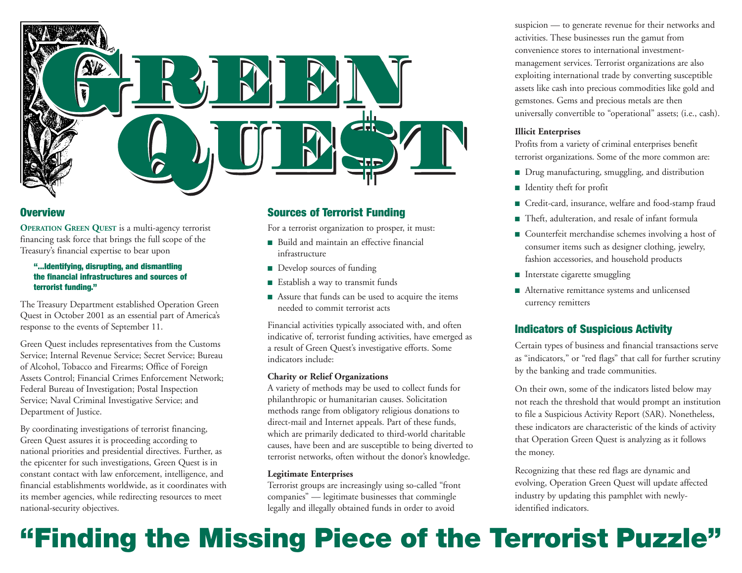# GREEN QUE$T

## Overview

**OPERATION GREEN QUEST** is a multi-agency terrorist financing task force that brings the full scope of the Treasury's financial expertise to bear upon

> **"...Identifying, disrupting, and dismantling the financial infrastructures and sources of terrorist funding."**

The Treasury Department established Operation Green Quest in October 2001 as an essential part of America's response to the events of September 11.

Green Quest includes representatives from the Customs Service; Internal Revenue Service; Secret Service; Bureau of Alcohol, Tobacco and Firearms; Office of Foreign Assets Control; Financial Crimes Enforcement Network; Federal Bureau of Investigation; Postal Inspection Service; Naval Criminal Investigative Service; and Department of Justice.

By coordinating investigations of terrorist financing, Green Quest assures it is proceeding according to national priorities and presidential directives. Further, as the epicenter for such investigations, Green Quest is in constant contact with law enforcement, intelligence, and financial establishments worldwide, as it coordinates with its member agencies, while redirecting resources to meet national-security objectives.

## Sources of Terrorist Funding

For a terrorist organization to prosper, it must:

- Build and maintain an effective financial infrastructure
- Develop sources of funding
- Establish a way to transmit funds
- Assure that funds can be used to acquire the items needed to commit terrorist acts

Financial activities typically associated with, and often indicative of, terrorist funding activities, have emerged as a result of Green Quest's investigative efforts. Some indicators include:

**Charity or Relief Organizations**

A variety of methods may be used to collect funds for philanthropic or humanitarian causes. Solicitation methods range from obligatory religious donations to direct-mail and Internet appeals. Part of these funds, which are primarily dedicated to third-world charitable causes, have been and are susceptible to being diverted to terrorist networks, often without the donor's knowledge.

**Legitimate Enterprises**

Terrorist groups are increasingly using so-called "front companies" — legitimate businesses that commingle legally and illegally obtained funds in order to avoid suspicion — to generate revenue for their networks and activities. These businesses run the gamut from convenience stores to international investment-management services. Terrorist organizations are also exploiting international trade by converting susceptible assets like cash into precious commodities like gold and gemstones. Gems and precious metals are then universally convertible to "operational" assets; (i.e., cash).

**Illicit Enterprises**

Profits from a variety of criminal enterprises benefit terrorist organizations. Some of the more common are:

- Drug manufacturing, smuggling, and distribution
- Identity theft for profit
- Credit-card, insurance, welfare and food-stamp fraud
- Theft, adulteration, and resale of infant formula
- Counterfeit merchandise schemes involving a host of consumer items such as designer clothing, jewelry, fashion accessories, and household products
- Interstate cigarette smuggling
- Alternative remittance systems and unlicensed currency remitters

## Indicators of Suspicious Activity

Certain types of business and financial transactions serve as "indicators," or "red flags" that call for further scrutiny by the banking and trade communities.

On their own, some of the indicators listed below may not reach the threshold that would prompt an institution to file a Suspicious Activity Report (SAR). Nonetheless, these indicators are characteristic of the kinds of activity that Operation Green Quest is analyzing as it follows the money.

Recognizing that these red flags are dynamic and evolving, Operation Green Quest will update affected industry by updating this pamphlet with newly-identified indicators.

# "Finding the Missing Piece of the Terrorist Puzzle"